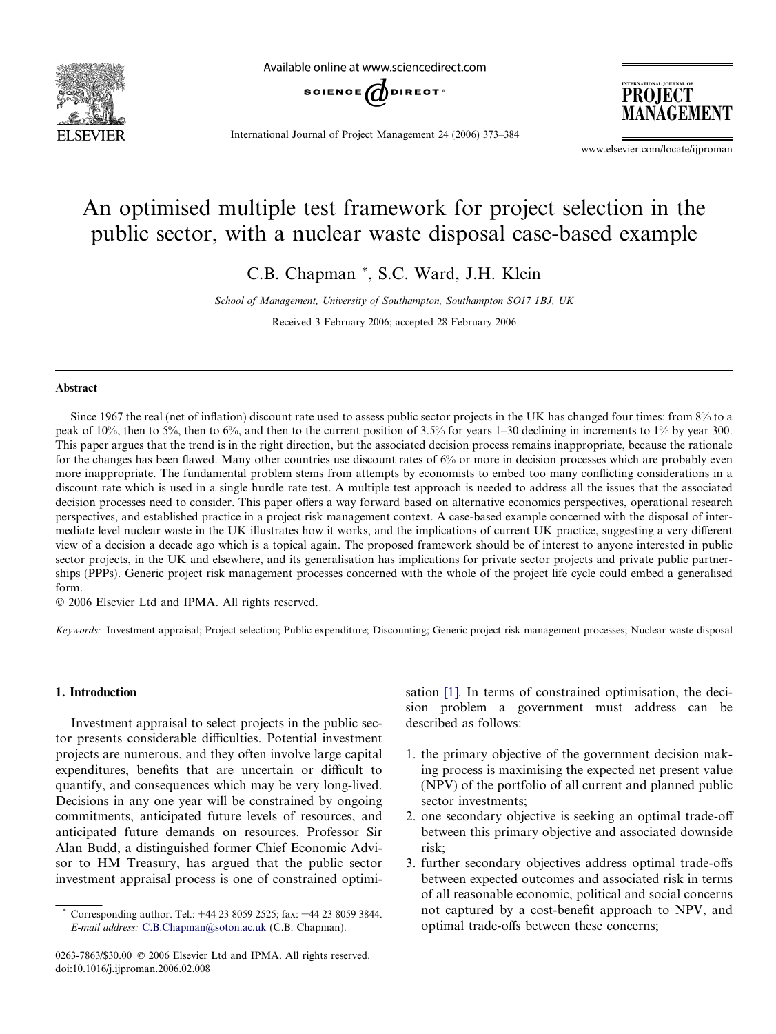# An optimised multiple test framework for project selection in the public sector, with a nuclear waste disposal case-based example

C.B. Chapman *, S.C. Ward, J.H. Klein

*School of Management, University of Southampton, Southampton SO17 1BJ, UK*

Received 3 February 2006; accepted 28 February 2006

## Abstract

Since 1967 the real (net of inflation) discount rate used to assess public sector projects in the UK has changed four times: from 8% to a peak of 10%, then to 5%, then to 6%, and then to the current position of 3.5% for years 1–30 declining in increments to 1% by year 300. This paper argues that the trend is in the right direction, but the associated decision process remains inappropriate, because the rationale for the changes has been flawed. Many other countries use discount rates of 6% or more in decision processes which are probably even more inappropriate. The fundamental problem stems from attempts by economists to embed too many conflicting considerations in a discount rate which is used in a single hurdle rate test. A multiple test approach is needed to address all the issues that the associated decision processes need to consider. This paper offers a way forward based on alternative economics perspectives, operational research perspectives, and established practice in a project risk management context. A case-based example concerned with the disposal of intermediate level nuclear waste in the UK illustrates how it works, and the implications of current UK practice, suggesting a very different view of a decision a decade ago which is a topical again. The proposed framework should be of interest to anyone interested in public sector projects, in the UK and elsewhere, and its generalisation has implications for private sector projects and private public partnerships (PPPs). Generic project risk management processes concerned with the whole of the project life cycle could embed a generalised form.

© 2006 Elsevier Ltd and IPMA. All rights reserved.

*Keywords:* Investment appraisal; Project selection; Public expenditure; Discounting; Generic project risk management processes; Nuclear waste disposal

## 1. Introduction

Investment appraisal to select projects in the public sector presents considerable difficulties. Potential investment projects are numerous, and they often involve large capital expenditures, benefits that are uncertain or difficult to quantify, and consequences which may be very long-lived. Decisions in any one year will be constrained by ongoing commitments, anticipated future levels of resources, and anticipated future demands on resources. Professor Sir Alan Budd, a distinguished former Chief Economic Advisor to HM Treasury, has argued that the public sector investment appraisal process is one of constrained optimisation [1]. In terms of constrained optimisation, the decision problem a government must address can be described as follows:

1. the primary objective of the government decision making process is maximising the expected net present value (NPV) of the portfolio of all current and planned public sector investments;
2. one secondary objective is seeking an optimal trade-off between this primary objective and associated downside risk;
3. further secondary objectives address optimal trade-offs between expected outcomes and associated risk in terms of all reasonable economic, political and social concerns not captured by a cost-benefit approach to NPV, and optimal trade-offs between these concerns;

\* Corresponding author. Tel.: +44 23 8059 2525; fax: +44 23 8059 3844. E-mail address: C.B.Chapman@soton.ac.uk (C.B. Chapman).

0263-7863/$30.00 © 2006 Elsevier Ltd and IPMA. All rights reserved.
doi:10.1016/j.ijproman.2006.02.008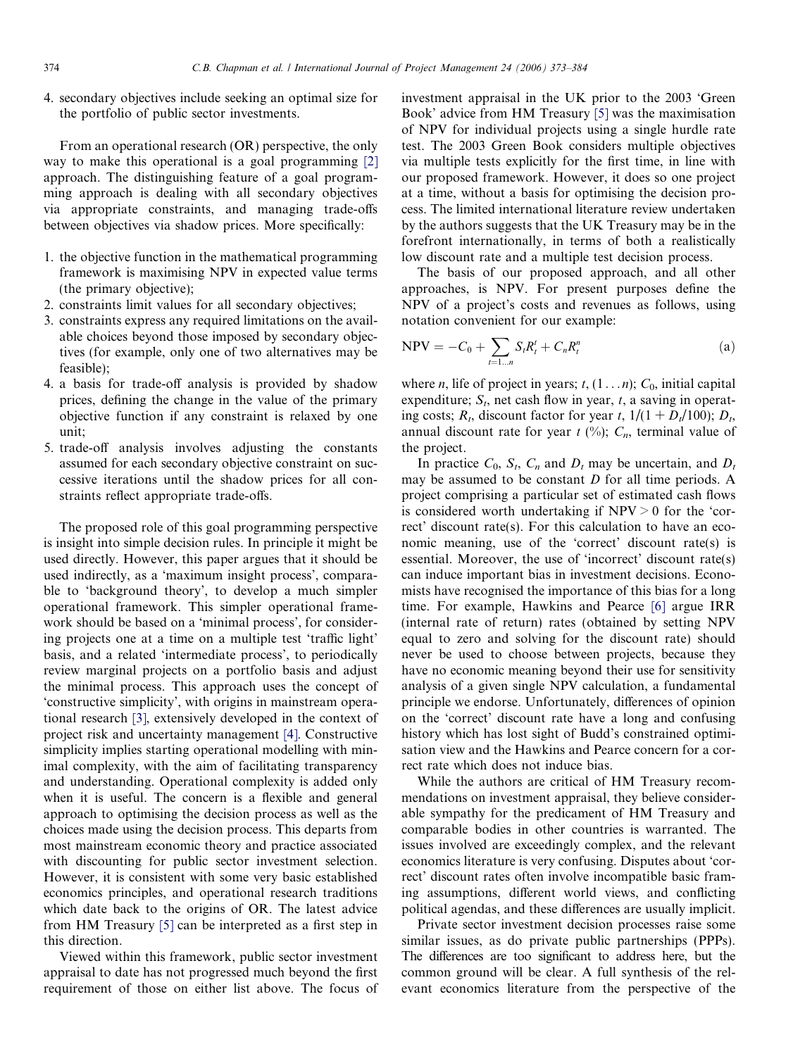4. secondary objectives include seeking an optimal size for the portfolio of public sector investments.

From an operational research (OR) perspective, the only way to make this operational is a goal programming [2] approach. The distinguishing feature of a goal programming approach is dealing with all secondary objectives via appropriate constraints, and managing trade-offs between objectives via shadow prices. More specifically:

1. the objective function in the mathematical programming framework is maximising NPV in expected value terms (the primary objective);
2. constraints limit values for all secondary objectives;
3. constraints express any required limitations on the available choices beyond those imposed by secondary objectives (for example, only one of two alternatives may be feasible);
4. a basis for trade-off analysis is provided by shadow prices, defining the change in the value of the primary objective function if any constraint is relaxed by one unit;
5. trade-off analysis involves adjusting the constants assumed for each secondary objective constraint on successive iterations until the shadow prices for all constraints reflect appropriate trade-offs.

The proposed role of this goal programming perspective is insight into simple decision rules. In principle it might be used directly. However, this paper argues that it should be used indirectly, as a 'maximum insight process', comparable to 'background theory', to develop a much simpler operational framework. This simpler operational framework should be based on a 'minimal process', for considering projects one at a time on a multiple test 'traffic light' basis, and a related 'intermediate process', to periodically review marginal projects on a portfolio basis and adjust the minimal process. This approach uses the concept of 'constructive simplicity', with origins in mainstream operational research [3], extensively developed in the context of project risk and uncertainty management [4]. Constructive simplicity implies starting operational modelling with minimal complexity, with the aim of facilitating transparency and understanding. Operational complexity is added only when it is useful. The concern is a flexible and general approach to optimising the decision process as well as the choices made using the decision process. This departs from most mainstream economic theory and practice associated with discounting for public sector investment selection. However, it is consistent with some very basic established economics principles, and operational research traditions which date back to the origins of OR. The latest advice from HM Treasury [5] can be interpreted as a first step in this direction.

Viewed within this framework, public sector investment appraisal to date has not progressed much beyond the first requirement of those on either list above. The focus of investment appraisal in the UK prior to the 2003 'Green Book' advice from HM Treasury [5] was the maximisation of NPV for individual projects using a single hurdle rate test. The 2003 Green Book considers multiple objectives via multiple tests explicitly for the first time, in line with our proposed framework. However, it does so one project at a time, without a basis for optimising the decision process. The limited international literature review undertaken by the authors suggests that the UK Treasury may be in the forefront internationally, in terms of both a realistically low discount rate and a multiple test decision process.

The basis of our proposed approach, and all other approaches, is NPV. For present purposes define the NPV of a project's costs and revenues as follows, using notation convenient for our example:

$$\mathrm{NPV} = -C_0 + \sum_{t=1\ldots n} S_t R_t^t + C_n R_t^n \tag{a}$$

where $n$, life of project in years; $t$, $(1\ldots n)$; $C_0$, initial capital expenditure; $S_t$, net cash flow in year, $t$, a saving in operating costs; $R_t$, discount factor for year $t$, $1/(1 + D_t/100)$; $D_t$, annual discount rate for year $t$ (%); $C_n$, terminal value of the project.

In practice $C_0$, $S_t$, $C_n$ and $D_t$ may be uncertain, and $D_t$ may be assumed to be constant $D$ for all time periods. A project comprising a particular set of estimated cash flows is considered worth undertaking if NPV > 0 for the 'correct' discount rate(s). For this calculation to have an economic meaning, use of the 'correct' discount rate(s) is essential. Moreover, the use of 'incorrect' discount rate(s) can induce important bias in investment decisions. Economists have recognised the importance of this bias for a long time. For example, Hawkins and Pearce [6] argue IRR (internal rate of return) rates (obtained by setting NPV equal to zero and solving for the discount rate) should never be used to choose between projects, because they have no economic meaning beyond their use for sensitivity analysis of a given single NPV calculation, a fundamental principle we endorse. Unfortunately, differences of opinion on the 'correct' discount rate have a long and confusing history which has lost sight of Budd's constrained optimisation view and the Hawkins and Pearce concern for a correct rate which does not induce bias.

While the authors are critical of HM Treasury recommendations on investment appraisal, they believe considerable sympathy for the predicament of HM Treasury and comparable bodies in other countries is warranted. The issues involved are exceedingly complex, and the relevant economics literature is very confusing. Disputes about 'correct' discount rates often involve incompatible basic framing assumptions, different world views, and conflicting political agendas, and these differences are usually implicit.

Private sector investment decision processes raise some similar issues, as do private public partnerships (PPPs). The differences are too significant to address here, but the common ground will be clear. A full synthesis of the relevant economics literature from the perspective of the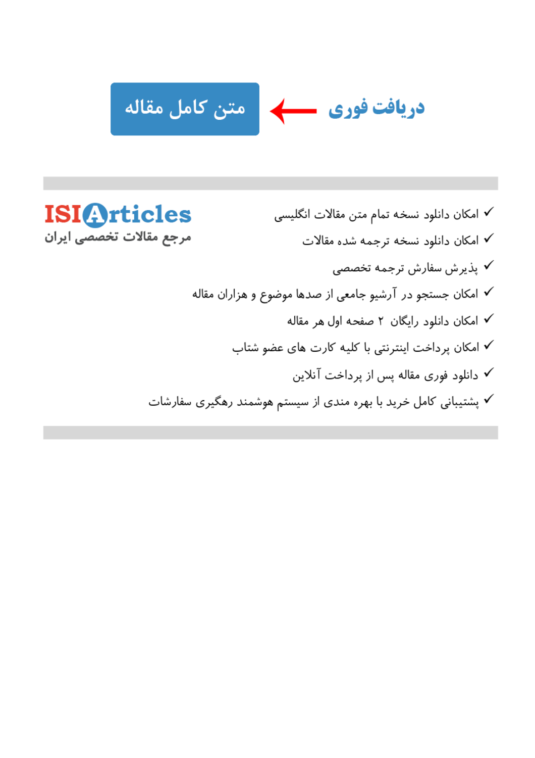دریافت فوری ← **متن کامل مقاله**

**ISIArticles**
مرجع مقالات تخصصی ایران

- ✓ امکان دانلود نسخه تمام متن مقالات انگلیسی
- ✓ امکان دانلود نسخه ترجمه شده مقالات
- ✓ پذیرش سفارش ترجمه تخصصی
- ✓ امکان جستجو در آرشیو جامعی از صدها موضوع و هزاران مقاله
- ✓ امکان دانلود رایگان ۲ صفحه اول هر مقاله
- ✓ امکان پرداخت اینترنتی با کلیه کارت های عضو شتاب
- ✓ دانلود فوری مقاله پس از پرداخت آنلاین
- ✓ پشتیبانی کامل خرید با بهره مندی از سیستم هوشمند رهگیری سفارشات